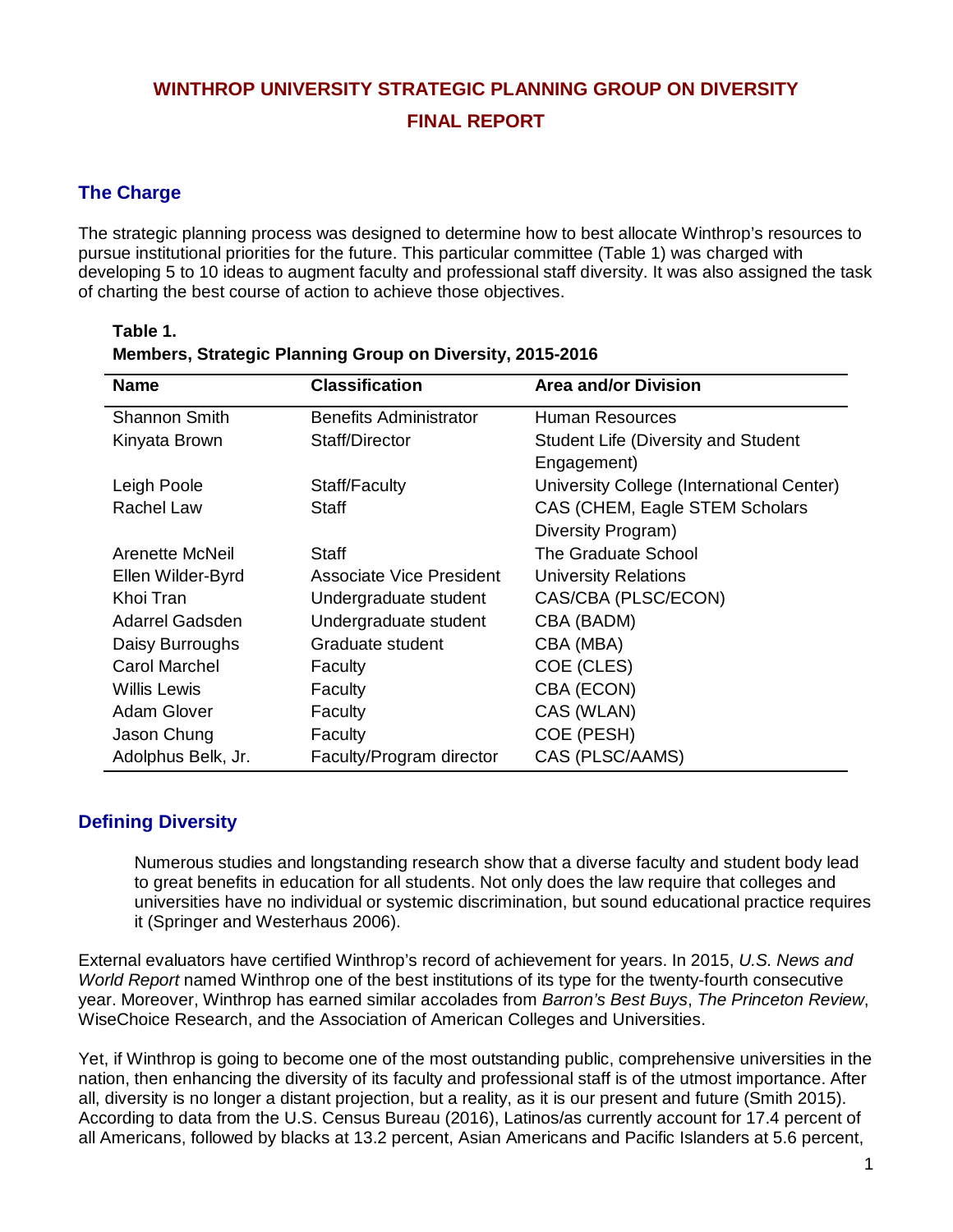# WINTHROP UNIVERSITY STRATEGIC PLANNING GROUP ON DIVERSITY

# FINAL REPORT

## The Charge

The strategic planning process was designed to determine how to best allocate Winthrop's resources to pursue institutional priorities for the future. This particular committee (Table 1) was charged with developing 5 to 10 ideas to augment faculty and professional staff diversity. It was also assigned the task of charting the best course of action to achieve those objectives.

**Table 1.**
**Members, Strategic Planning Group on Diversity, 2015-2016**

| Name | Classification | Area and/or Division |
|---|---|---|
| Shannon Smith | Benefits Administrator | Human Resources |
| Kinyata Brown | Staff/Director | Student Life (Diversity and Student Engagement) |
| Leigh Poole | Staff/Faculty | University College (International Center) |
| Rachel Law | Staff | CAS (CHEM, Eagle STEM Scholars Diversity Program) |
| Arenette McNeil | Staff | The Graduate School |
| Ellen Wilder-Byrd | Associate Vice President | University Relations |
| Khoi Tran | Undergraduate student | CAS/CBA (PLSC/ECON) |
| Adarrel Gadsden | Undergraduate student | CBA (BADM) |
| Daisy Burroughs | Graduate student | CBA (MBA) |
| Carol Marchel | Faculty | COE (CLES) |
| Willis Lewis | Faculty | CBA (ECON) |
| Adam Glover | Faculty | CAS (WLAN) |
| Jason Chung | Faculty | COE (PESH) |
| Adolphus Belk, Jr. | Faculty/Program director | CAS (PLSC/AAMS) |

## Defining Diversity

> Numerous studies and longstanding research show that a diverse faculty and student body lead to great benefits in education for all students. Not only does the law require that colleges and universities have no individual or systemic discrimination, but sound educational practice requires it (Springer and Westerhaus 2006).

External evaluators have certified Winthrop's record of achievement for years. In 2015, *U.S. News and World Report* named Winthrop one of the best institutions of its type for the twenty-fourth consecutive year. Moreover, Winthrop has earned similar accolades from *Barron's Best Buys*, *The Princeton Review*, WiseChoice Research, and the Association of American Colleges and Universities.

Yet, if Winthrop is going to become one of the most outstanding public, comprehensive universities in the nation, then enhancing the diversity of its faculty and professional staff is of the utmost importance. After all, diversity is no longer a distant projection, but a reality, as it is our present and future (Smith 2015). According to data from the U.S. Census Bureau (2016), Latinos/as currently account for 17.4 percent of all Americans, followed by blacks at 13.2 percent, Asian Americans and Pacific Islanders at 5.6 percent,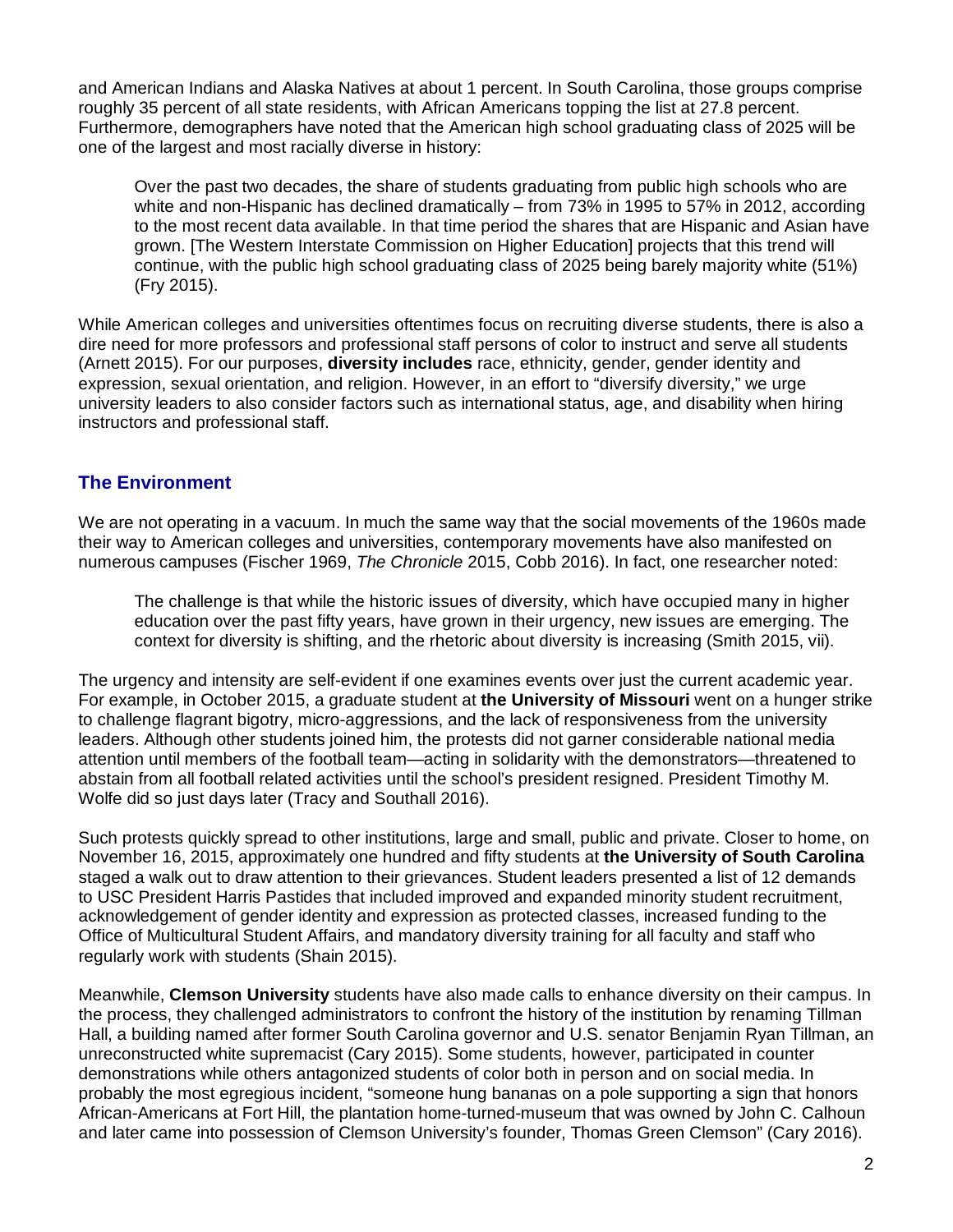and American Indians and Alaska Natives at about 1 percent. In South Carolina, those groups comprise roughly 35 percent of all state residents, with African Americans topping the list at 27.8 percent. Furthermore, demographers have noted that the American high school graduating class of 2025 will be one of the largest and most racially diverse in history:

> Over the past two decades, the share of students graduating from public high schools who are white and non-Hispanic has declined dramatically – from 73% in 1995 to 57% in 2012, according to the most recent data available. In that time period the shares that are Hispanic and Asian have grown. [The Western Interstate Commission on Higher Education] projects that this trend will continue, with the public high school graduating class of 2025 being barely majority white (51%) (Fry 2015).

While American colleges and universities oftentimes focus on recruiting diverse students, there is also a dire need for more professors and professional staff persons of color to instruct and serve all students (Arnett 2015). For our purposes, **diversity includes** race, ethnicity, gender, gender identity and expression, sexual orientation, and religion. However, in an effort to "diversify diversity," we urge university leaders to also consider factors such as international status, age, and disability when hiring instructors and professional staff.

## The Environment

We are not operating in a vacuum. In much the same way that the social movements of the 1960s made their way to American colleges and universities, contemporary movements have also manifested on numerous campuses (Fischer 1969, *The Chronicle* 2015, Cobb 2016). In fact, one researcher noted:

> The challenge is that while the historic issues of diversity, which have occupied many in higher education over the past fifty years, have grown in their urgency, new issues are emerging. The context for diversity is shifting, and the rhetoric about diversity is increasing (Smith 2015, vii).

The urgency and intensity are self-evident if one examines events over just the current academic year. For example, in October 2015, a graduate student at **the University of Missouri** went on a hunger strike to challenge flagrant bigotry, micro-aggressions, and the lack of responsiveness from the university leaders. Although other students joined him, the protests did not garner considerable national media attention until members of the football team—acting in solidarity with the demonstrators—threatened to abstain from all football related activities until the school's president resigned. President Timothy M. Wolfe did so just days later (Tracy and Southall 2016).

Such protests quickly spread to other institutions, large and small, public and private. Closer to home, on November 16, 2015, approximately one hundred and fifty students at **the University of South Carolina** staged a walk out to draw attention to their grievances. Student leaders presented a list of 12 demands to USC President Harris Pastides that included improved and expanded minority student recruitment, acknowledgement of gender identity and expression as protected classes, increased funding to the Office of Multicultural Student Affairs, and mandatory diversity training for all faculty and staff who regularly work with students (Shain 2015).

Meanwhile, **Clemson University** students have also made calls to enhance diversity on their campus. In the process, they challenged administrators to confront the history of the institution by renaming Tillman Hall, a building named after former South Carolina governor and U.S. senator Benjamin Ryan Tillman, an unreconstructed white supremacist (Cary 2015). Some students, however, participated in counter demonstrations while others antagonized students of color both in person and on social media. In probably the most egregious incident, "someone hung bananas on a pole supporting a sign that honors African-Americans at Fort Hill, the plantation home-turned-museum that was owned by John C. Calhoun and later came into possession of Clemson University's founder, Thomas Green Clemson" (Cary 2016).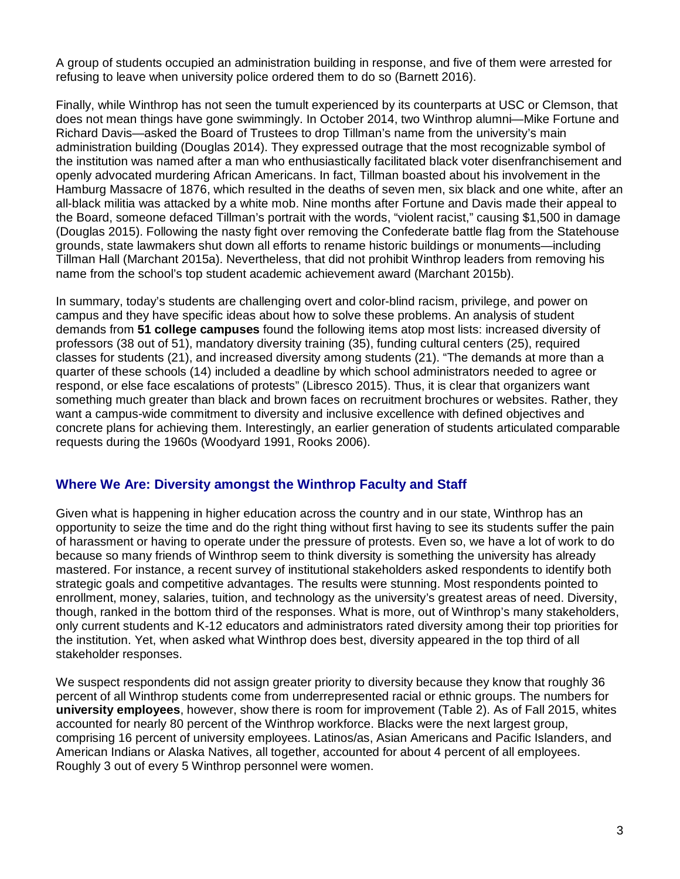A group of students occupied an administration building in response, and five of them were arrested for refusing to leave when university police ordered them to do so (Barnett 2016).

Finally, while Winthrop has not seen the tumult experienced by its counterparts at USC or Clemson, that does not mean things have gone swimmingly. In October 2014, two Winthrop alumni—Mike Fortune and Richard Davis—asked the Board of Trustees to drop Tillman's name from the university's main administration building (Douglas 2014). They expressed outrage that the most recognizable symbol of the institution was named after a man who enthusiastically facilitated black voter disenfranchisement and openly advocated murdering African Americans. In fact, Tillman boasted about his involvement in the Hamburg Massacre of 1876, which resulted in the deaths of seven men, six black and one white, after an all-black militia was attacked by a white mob. Nine months after Fortune and Davis made their appeal to the Board, someone defaced Tillman's portrait with the words, "violent racist," causing $1,500 in damage (Douglas 2015). Following the nasty fight over removing the Confederate battle flag from the Statehouse grounds, state lawmakers shut down all efforts to rename historic buildings or monuments—including Tillman Hall (Marchant 2015a). Nevertheless, that did not prohibit Winthrop leaders from removing his name from the school's top student academic achievement award (Marchant 2015b).

In summary, today's students are challenging overt and color-blind racism, privilege, and power on campus and they have specific ideas about how to solve these problems. An analysis of student demands from **51 college campuses** found the following items atop most lists: increased diversity of professors (38 out of 51), mandatory diversity training (35), funding cultural centers (25), required classes for students (21), and increased diversity among students (21). "The demands at more than a quarter of these schools (14) included a deadline by which school administrators needed to agree or respond, or else face escalations of protests" (Libresco 2015). Thus, it is clear that organizers want something much greater than black and brown faces on recruitment brochures or websites. Rather, they want a campus-wide commitment to diversity and inclusive excellence with defined objectives and concrete plans for achieving them. Interestingly, an earlier generation of students articulated comparable requests during the 1960s (Woodyard 1991, Rooks 2006).

## Where We Are: Diversity amongst the Winthrop Faculty and Staff

Given what is happening in higher education across the country and in our state, Winthrop has an opportunity to seize the time and do the right thing without first having to see its students suffer the pain of harassment or having to operate under the pressure of protests. Even so, we have a lot of work to do because so many friends of Winthrop seem to think diversity is something the university has already mastered. For instance, a recent survey of institutional stakeholders asked respondents to identify both strategic goals and competitive advantages. The results were stunning. Most respondents pointed to enrollment, money, salaries, tuition, and technology as the university's greatest areas of need. Diversity, though, ranked in the bottom third of the responses. What is more, out of Winthrop's many stakeholders, only current students and K-12 educators and administrators rated diversity among their top priorities for the institution. Yet, when asked what Winthrop does best, diversity appeared in the top third of all stakeholder responses.

We suspect respondents did not assign greater priority to diversity because they know that roughly 36 percent of all Winthrop students come from underrepresented racial or ethnic groups. The numbers for **university employees**, however, show there is room for improvement (Table 2). As of Fall 2015, whites accounted for nearly 80 percent of the Winthrop workforce. Blacks were the next largest group, comprising 16 percent of university employees. Latinos/as, Asian Americans and Pacific Islanders, and American Indians or Alaska Natives, all together, accounted for about 4 percent of all employees. Roughly 3 out of every 5 Winthrop personnel were women.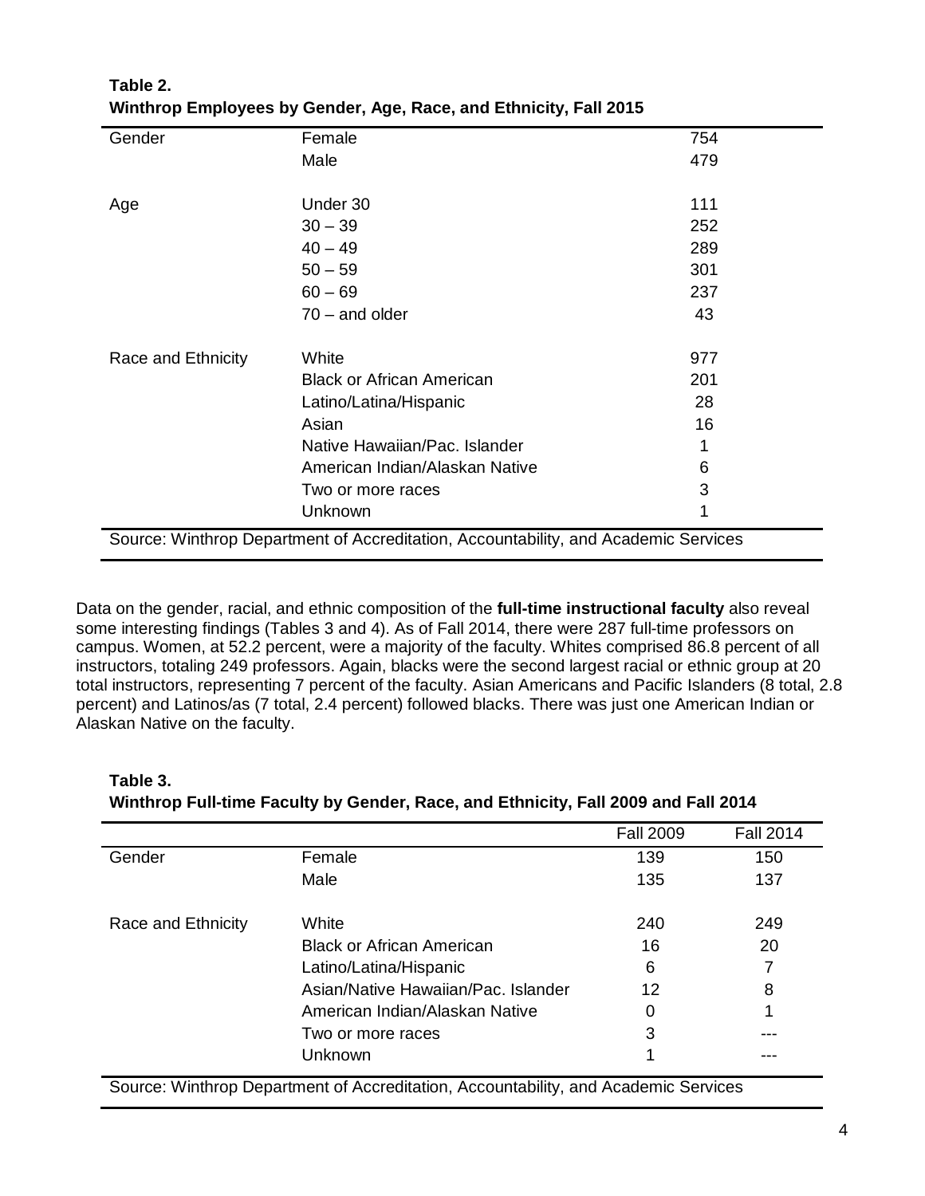**Table 2.**
**Winthrop Employees by Gender, Age, Race, and Ethnicity, Fall 2015**

| | | |
|---|---|---|
| Gender | Female | 754 |
| | Male | 479 |
| | | |
| Age | Under 30 | 111 |
| | 30 – 39 | 252 |
| | 40 – 49 | 289 |
| | 50 – 59 | 301 |
| | 60 – 69 | 237 |
| | 70 – and older | 43 |
| | | |
| Race and Ethnicity | White | 977 |
| | Black or African American | 201 |
| | Latino/Latina/Hispanic | 28 |
| | Asian | 16 |
| | Native Hawaiian/Pac. Islander | 1 |
| | American Indian/Alaskan Native | 6 |
| | Two or more races | 3 |
| | Unknown | 1 |

Source: Winthrop Department of Accreditation, Accountability, and Academic Services

Data on the gender, racial, and ethnic composition of the **full-time instructional faculty** also reveal some interesting findings (Tables 3 and 4). As of Fall 2014, there were 287 full-time professors on campus. Women, at 52.2 percent, were a majority of the faculty. Whites comprised 86.8 percent of all instructors, totaling 249 professors. Again, blacks were the second largest racial or ethnic group at 20 total instructors, representing 7 percent of the faculty. Asian Americans and Pacific Islanders (8 total, 2.8 percent) and Latinos/as (7 total, 2.4 percent) followed blacks. There was just one American Indian or Alaskan Native on the faculty.

**Table 3.**
**Winthrop Full-time Faculty by Gender, Race, and Ethnicity, Fall 2009 and Fall 2014**

| | | Fall 2009 | Fall 2014 |
|---|---|---|---|
| Gender | Female | 139 | 150 |
| | Male | 135 | 137 |
| | | | |
| Race and Ethnicity | White | 240 | 249 |
| | Black or African American | 16 | 20 |
| | Latino/Latina/Hispanic | 6 | 7 |
| | Asian/Native Hawaiian/Pac. Islander | 12 | 8 |
| | American Indian/Alaskan Native | 0 | 1 |
| | Two or more races | 3 | --- |
| | Unknown | 1 | --- |

Source: Winthrop Department of Accreditation, Accountability, and Academic Services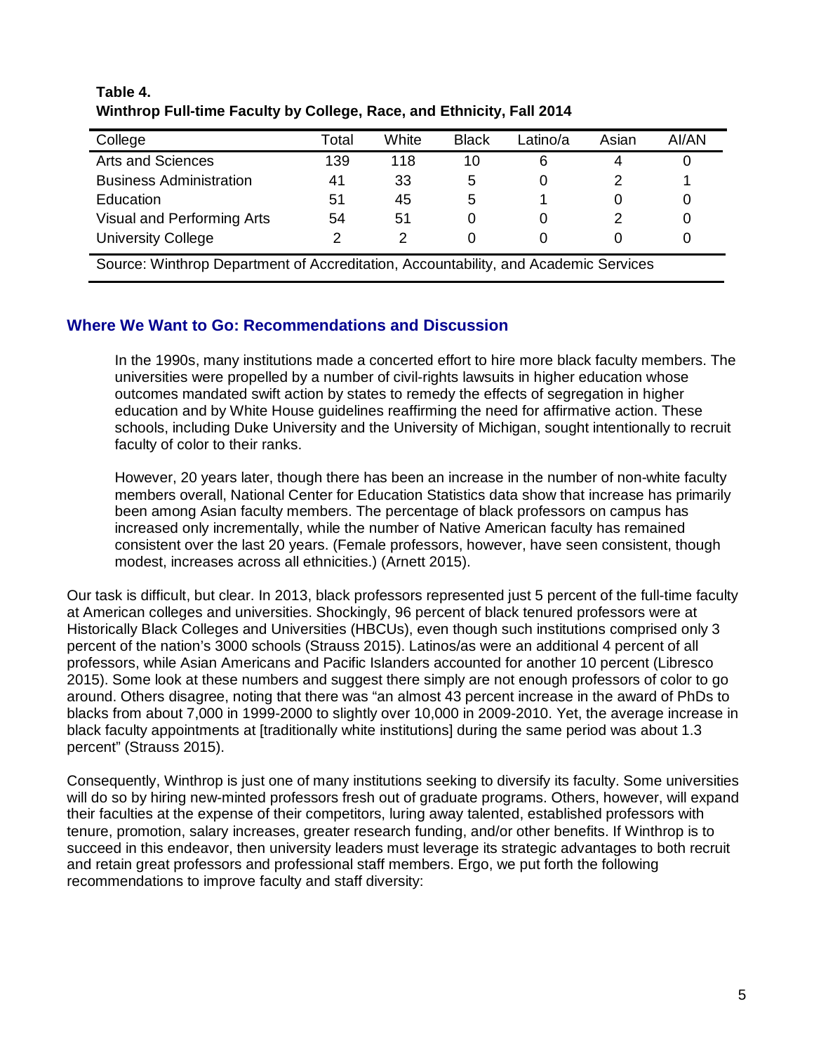**Table 4.**
**Winthrop Full-time Faculty by College, Race, and Ethnicity, Fall 2014**

| College | Total | White | Black | Latino/a | Asian | AI/AN |
|---|---|---|---|---|---|---|
| Arts and Sciences | 139 | 118 | 10 | 6 | 4 | 0 |
| Business Administration | 41 | 33 | 5 | 0 | 2 | 1 |
| Education | 51 | 45 | 5 | 1 | 0 | 0 |
| Visual and Performing Arts | 54 | 51 | 0 | 0 | 2 | 0 |
| University College | 2 | 2 | 0 | 0 | 0 | 0 |

Source: Winthrop Department of Accreditation, Accountability, and Academic Services

## Where We Want to Go: Recommendations and Discussion

> In the 1990s, many institutions made a concerted effort to hire more black faculty members. The universities were propelled by a number of civil-rights lawsuits in higher education whose outcomes mandated swift action by states to remedy the effects of segregation in higher education and by White House guidelines reaffirming the need for affirmative action. These schools, including Duke University and the University of Michigan, sought intentionally to recruit faculty of color to their ranks.
>
> However, 20 years later, though there has been an increase in the number of non-white faculty members overall, National Center for Education Statistics data show that increase has primarily been among Asian faculty members. The percentage of black professors on campus has increased only incrementally, while the number of Native American faculty has remained consistent over the last 20 years. (Female professors, however, have seen consistent, though modest, increases across all ethnicities.) (Arnett 2015).

Our task is difficult, but clear. In 2013, black professors represented just 5 percent of the full-time faculty at American colleges and universities. Shockingly, 96 percent of black tenured professors were at Historically Black Colleges and Universities (HBCUs), even though such institutions comprised only 3 percent of the nation's 3000 schools (Strauss 2015). Latinos/as were an additional 4 percent of all professors, while Asian Americans and Pacific Islanders accounted for another 10 percent (Libresco 2015). Some look at these numbers and suggest there simply are not enough professors of color to go around. Others disagree, noting that there was "an almost 43 percent increase in the award of PhDs to blacks from about 7,000 in 1999-2000 to slightly over 10,000 in 2009-2010. Yet, the average increase in black faculty appointments at [traditionally white institutions] during the same period was about 1.3 percent" (Strauss 2015).

Consequently, Winthrop is just one of many institutions seeking to diversify its faculty. Some universities will do so by hiring new-minted professors fresh out of graduate programs. Others, however, will expand their faculties at the expense of their competitors, luring away talented, established professors with tenure, promotion, salary increases, greater research funding, and/or other benefits. If Winthrop is to succeed in this endeavor, then university leaders must leverage its strategic advantages to both recruit and retain great professors and professional staff members. Ergo, we put forth the following recommendations to improve faculty and staff diversity: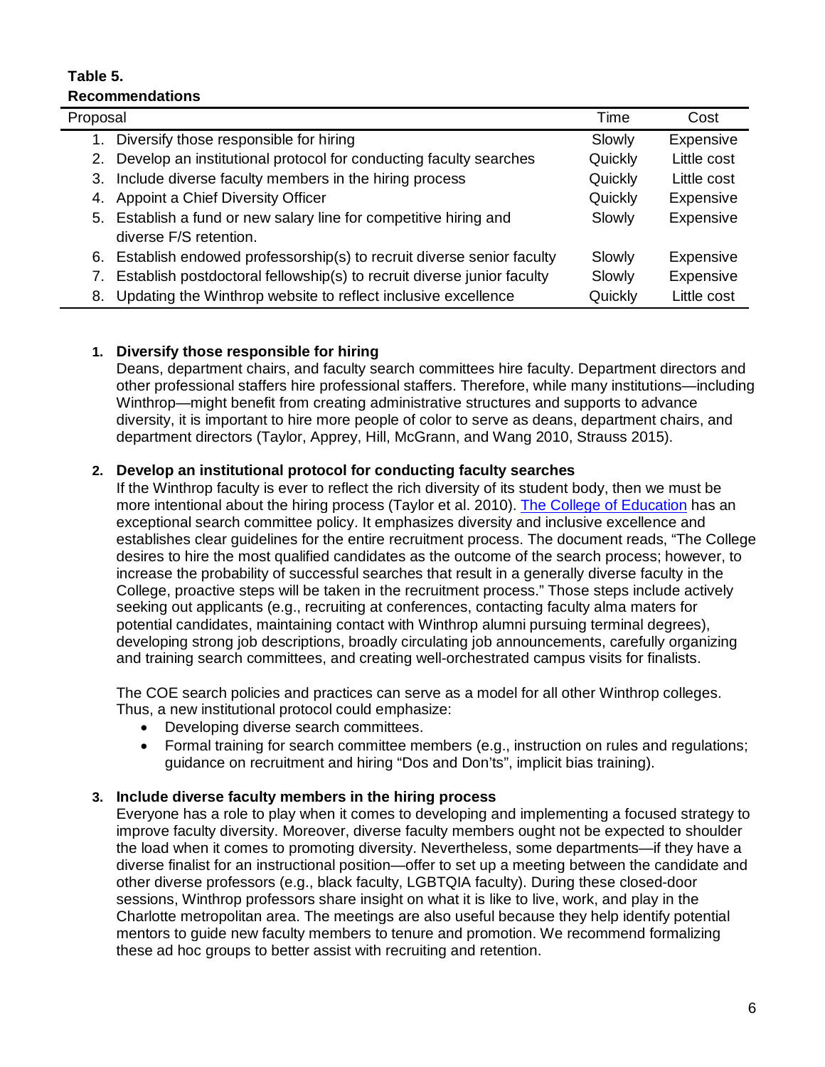**Table 5.**
**Recommendations**

| Proposal | Time | Cost |
|---|---|---|
| 1. Diversify those responsible for hiring | Slowly | Expensive |
| 2. Develop an institutional protocol for conducting faculty searches | Quickly | Little cost |
| 3. Include diverse faculty members in the hiring process | Quickly | Little cost |
| 4. Appoint a Chief Diversity Officer | Quickly | Expensive |
| 5. Establish a fund or new salary line for competitive hiring and diverse F/S retention. | Slowly | Expensive |
| 6. Establish endowed professorship(s) to recruit diverse senior faculty | Slowly | Expensive |
| 7. Establish postdoctoral fellowship(s) to recruit diverse junior faculty | Slowly | Expensive |
| 8. Updating the Winthrop website to reflect inclusive excellence | Quickly | Little cost |

1. **Diversify those responsible for hiring**
   Deans, department chairs, and faculty search committees hire faculty. Department directors and other professional staffers hire professional staffers. Therefore, while many institutions—including Winthrop—might benefit from creating administrative structures and supports to advance diversity, it is important to hire more people of color to serve as deans, department chairs, and department directors (Taylor, Apprey, Hill, McGrann, and Wang 2010, Strauss 2015).

2. **Develop an institutional protocol for conducting faculty searches**
   If the Winthrop faculty is ever to reflect the rich diversity of its student body, then we must be more intentional about the hiring process (Taylor et al. 2010). The College of Education has an exceptional search committee policy. It emphasizes diversity and inclusive excellence and establishes clear guidelines for the entire recruitment process. The document reads, "The College desires to hire the most qualified candidates as the outcome of the search process; however, to increase the probability of successful searches that result in a generally diverse faculty in the College, proactive steps will be taken in the recruitment process." Those steps include actively seeking out applicants (e.g., recruiting at conferences, contacting faculty alma maters for potential candidates, maintaining contact with Winthrop alumni pursuing terminal degrees), developing strong job descriptions, broadly circulating job announcements, carefully organizing and training search committees, and creating well-orchestrated campus visits for finalists.

   The COE search policies and practices can serve as a model for all other Winthrop colleges. Thus, a new institutional protocol could emphasize:

   - Developing diverse search committees.
   - Formal training for search committee members (e.g., instruction on rules and regulations; guidance on recruitment and hiring "Dos and Don'ts", implicit bias training).

3. **Include diverse faculty members in the hiring process**
   Everyone has a role to play when it comes to developing and implementing a focused strategy to improve faculty diversity. Moreover, diverse faculty members ought not be expected to shoulder the load when it comes to promoting diversity. Nevertheless, some departments—if they have a diverse finalist for an instructional position—offer to set up a meeting between the candidate and other diverse professors (e.g., black faculty, LGBTQIA faculty). During these closed-door sessions, Winthrop professors share insight on what it is like to live, work, and play in the Charlotte metropolitan area. The meetings are also useful because they help identify potential mentors to guide new faculty members to tenure and promotion. We recommend formalizing these ad hoc groups to better assist with recruiting and retention.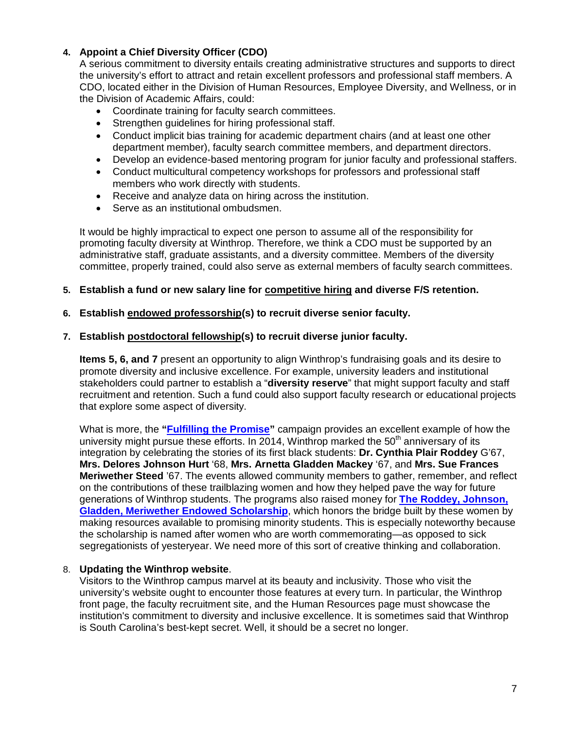4. **Appoint a Chief Diversity Officer (CDO)**
   A serious commitment to diversity entails creating administrative structures and supports to direct the university's effort to attract and retain excellent professors and professional staff members. A CDO, located either in the Division of Human Resources, Employee Diversity, and Wellness, or in the Division of Academic Affairs, could:
   - Coordinate training for faculty search committees.
   - Strengthen guidelines for hiring professional staff.
   - Conduct implicit bias training for academic department chairs (and at least one other department member), faculty search committee members, and department directors.
   - Develop an evidence-based mentoring program for junior faculty and professional staffers.
   - Conduct multicultural competency workshops for professors and professional staff members who work directly with students.
   - Receive and analyze data on hiring across the institution.
   - Serve as an institutional ombudsmen.

   It would be highly impractical to expect one person to assume all of the responsibility for promoting faculty diversity at Winthrop. Therefore, we think a CDO must be supported by an administrative staff, graduate assistants, and a diversity committee. Members of the diversity committee, properly trained, could also serve as external members of faculty search committees.

5. **Establish a fund or new salary line for competitive hiring and diverse F/S retention.**

6. **Establish endowed professorship(s) to recruit diverse senior faculty.**

7. **Establish postdoctoral fellowship(s) to recruit diverse junior faculty.**

   **Items 5, 6, and 7** present an opportunity to align Winthrop's fundraising goals and its desire to promote diversity and inclusive excellence. For example, university leaders and institutional stakeholders could partner to establish a "**diversity reserve**" that might support faculty and staff recruitment and retention. Such a fund could also support faculty research or educational projects that explore some aspect of diversity.

   What is more, the **"Fulfilling the Promise"** campaign provides an excellent example of how the university might pursue these efforts. In 2014, Winthrop marked the 50th anniversary of its integration by celebrating the stories of its first black students: **Dr. Cynthia Plair Roddey** G'67, **Mrs. Delores Johnson Hurt** '68, **Mrs. Arnetta Gladden Mackey** '67, and **Mrs. Sue Frances Meriwether Steed** '67. The events allowed community members to gather, remember, and reflect on the contributions of these trailblazing women and how they helped pave the way for future generations of Winthrop students. The programs also raised money for **The Roddey, Johnson, Gladden, Meriwether Endowed Scholarship**, which honors the bridge built by these women by making resources available to promising minority students. This is especially noteworthy because the scholarship is named after women who are worth commemorating—as opposed to sick segregationists of yesteryear. We need more of this sort of creative thinking and collaboration.

8. **Updating the Winthrop website**.
   Visitors to the Winthrop campus marvel at its beauty and inclusivity. Those who visit the university's website ought to encounter those features at every turn. In particular, the Winthrop front page, the faculty recruitment site, and the Human Resources page must showcase the institution's commitment to diversity and inclusive excellence. It is sometimes said that Winthrop is South Carolina's best-kept secret. Well, it should be a secret no longer.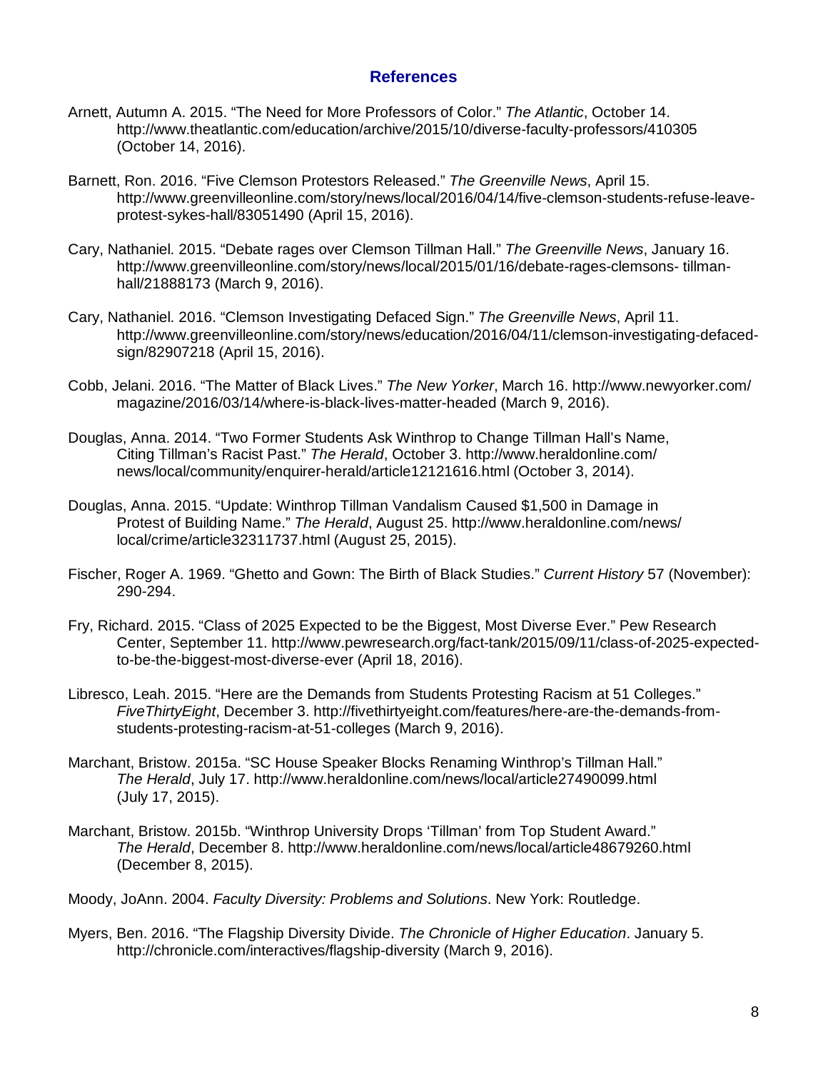## References

Arnett, Autumn A. 2015. “The Need for More Professors of Color.” *The Atlantic*, October 14. http://www.theatlantic.com/education/archive/2015/10/diverse-faculty-professors/410305 (October 14, 2016).

Barnett, Ron. 2016. “Five Clemson Protestors Released.” *The Greenville News*, April 15. http://www.greenvilleonline.com/story/news/local/2016/04/14/five-clemson-students-refuse-leave-protest-sykes-hall/83051490 (April 15, 2016).

Cary, Nathaniel. 2015. “Debate rages over Clemson Tillman Hall.” *The Greenville News*, January 16. http://www.greenvilleonline.com/story/news/local/2015/01/16/debate-rages-clemsons- tillman-hall/21888173 (March 9, 2016).

Cary, Nathaniel. 2016. “Clemson Investigating Defaced Sign.” *The Greenville News*, April 11. http://www.greenvilleonline.com/story/news/education/2016/04/11/clemson-investigating-defaced-sign/82907218 (April 15, 2016).

Cobb, Jelani. 2016. “The Matter of Black Lives.” *The New Yorker*, March 16. http://www.newyorker.com/ magazine/2016/03/14/where-is-black-lives-matter-headed (March 9, 2016).

Douglas, Anna. 2014. “Two Former Students Ask Winthrop to Change Tillman Hall’s Name, Citing Tillman’s Racist Past.” *The Herald*, October 3. http://www.heraldonline.com/ news/local/community/enquirer-herald/article12121616.html (October 3, 2014).

Douglas, Anna. 2015. “Update: Winthrop Tillman Vandalism Caused $1,500 in Damage in Protest of Building Name.” *The Herald*, August 25. http://www.heraldonline.com/news/ local/crime/article32311737.html (August 25, 2015).

Fischer, Roger A. 1969. “Ghetto and Gown: The Birth of Black Studies.” *Current History* 57 (November): 290-294.

Fry, Richard. 2015. “Class of 2025 Expected to be the Biggest, Most Diverse Ever.” Pew Research Center, September 11. http://www.pewresearch.org/fact-tank/2015/09/11/class-of-2025-expected-to-be-the-biggest-most-diverse-ever (April 18, 2016).

Libresco, Leah. 2015. “Here are the Demands from Students Protesting Racism at 51 Colleges.” *FiveThirtyEight*, December 3. http://fivethirtyeight.com/features/here-are-the-demands-from-students-protesting-racism-at-51-colleges (March 9, 2016).

Marchant, Bristow. 2015a. “SC House Speaker Blocks Renaming Winthrop’s Tillman Hall.” *The Herald*, July 17. http://www.heraldonline.com/news/local/article27490099.html (July 17, 2015).

Marchant, Bristow. 2015b. “Winthrop University Drops ‘Tillman’ from Top Student Award.” *The Herald*, December 8. http://www.heraldonline.com/news/local/article48679260.html (December 8, 2015).

Moody, JoAnn. 2004. *Faculty Diversity: Problems and Solutions*. New York: Routledge.

Myers, Ben. 2016. “The Flagship Diversity Divide. *The Chronicle of Higher Education*. January 5. http://chronicle.com/interactives/flagship-diversity (March 9, 2016).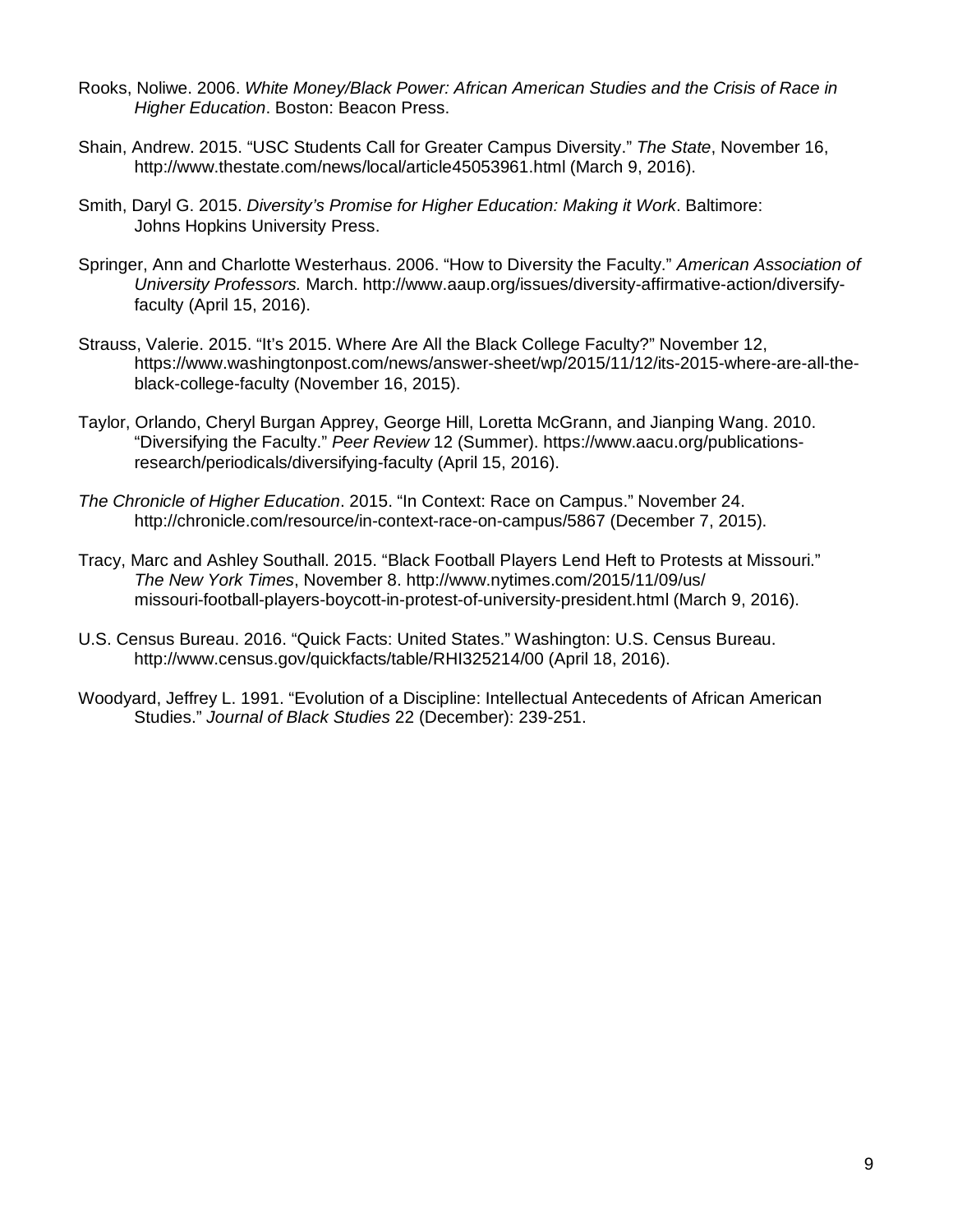Rooks, Noliwe. 2006. *White Money/Black Power: African American Studies and the Crisis of Race in Higher Education*. Boston: Beacon Press.

Shain, Andrew. 2015. "USC Students Call for Greater Campus Diversity." *The State*, November 16, http://www.thestate.com/news/local/article45053961.html (March 9, 2016).

Smith, Daryl G. 2015. *Diversity's Promise for Higher Education: Making it Work*. Baltimore: Johns Hopkins University Press.

Springer, Ann and Charlotte Westerhaus. 2006. "How to Diversity the Faculty." *American Association of University Professors.* March. http://www.aaup.org/issues/diversity-affirmative-action/diversify-faculty (April 15, 2016).

Strauss, Valerie. 2015. "It's 2015. Where Are All the Black College Faculty?" November 12, https://www.washingtonpost.com/news/answer-sheet/wp/2015/11/12/its-2015-where-are-all-the-black-college-faculty (November 16, 2015).

Taylor, Orlando, Cheryl Burgan Apprey, George Hill, Loretta McGrann, and Jianping Wang. 2010. "Diversifying the Faculty." *Peer Review* 12 (Summer). https://www.aacu.org/publications-research/periodicals/diversifying-faculty (April 15, 2016).

*The Chronicle of Higher Education*. 2015. "In Context: Race on Campus." November 24. http://chronicle.com/resource/in-context-race-on-campus/5867 (December 7, 2015).

Tracy, Marc and Ashley Southall. 2015. "Black Football Players Lend Heft to Protests at Missouri." *The New York Times*, November 8. http://www.nytimes.com/2015/11/09/us/missouri-football-players-boycott-in-protest-of-university-president.html (March 9, 2016).

U.S. Census Bureau. 2016. "Quick Facts: United States." Washington: U.S. Census Bureau. http://www.census.gov/quickfacts/table/RHI325214/00 (April 18, 2016).

Woodyard, Jeffrey L. 1991. "Evolution of a Discipline: Intellectual Antecedents of African American Studies." *Journal of Black Studies* 22 (December): 239-251.